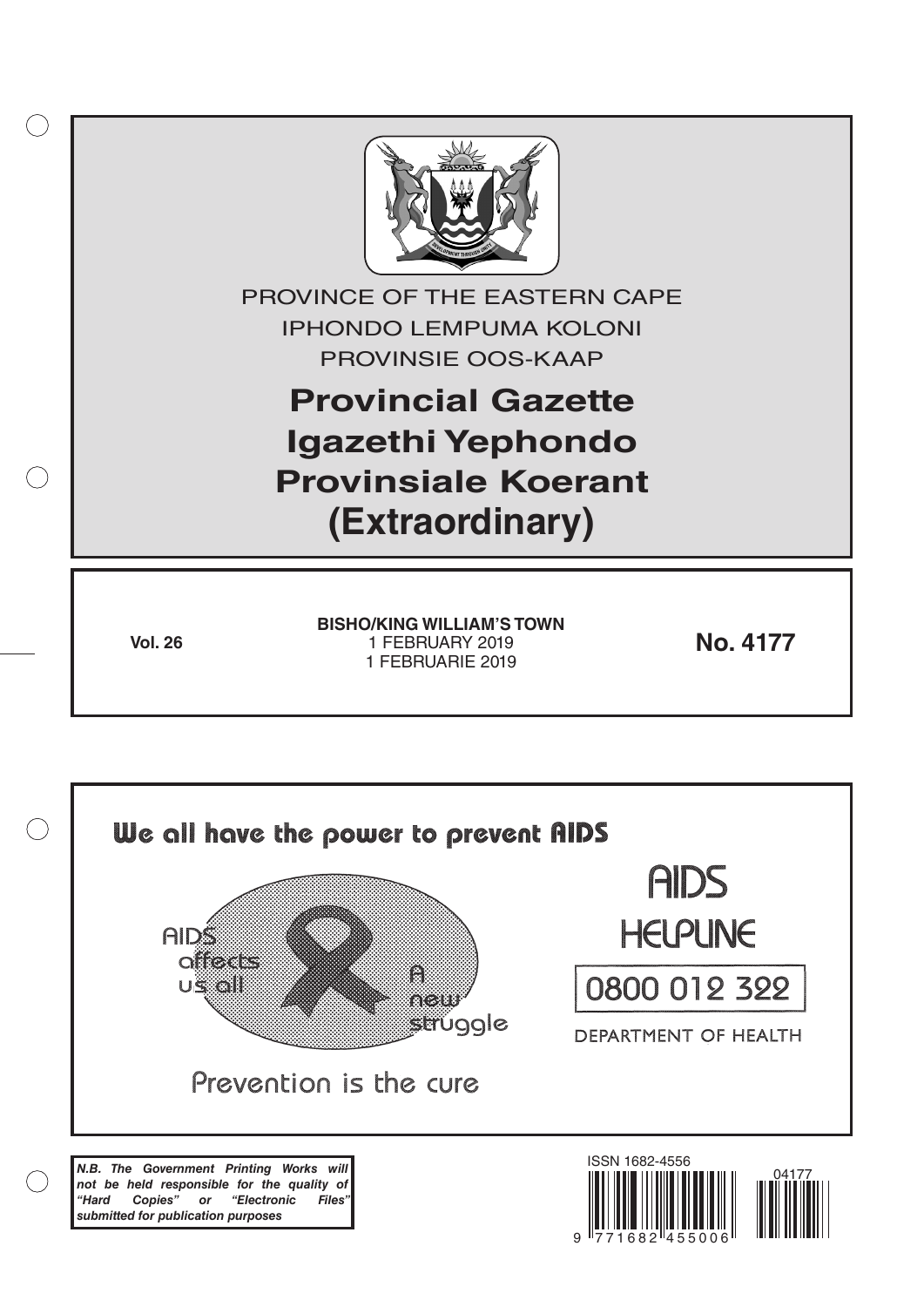PROVINCE OF THE EASTERN CAPE

IPHONDO LEMPUMA KOLONI

PROVINSIE OOS-KAAP

# Provincial Gazette

# Igazethi Yephondo

# Provinsiale Koerant

# (Extraordinary)

**Vol. 26**

**BISHO/KING WILLIAM'S TOWN**

1 FEBRUARY 2019

1 FEBRUARIE 2019

**No. 4177**

**We all have the power to prevent AIDS**

AIDS affects us all

A new struggle

Prevention is the cure

AIDS HELPLINE

0800 012 322

DEPARTMENT OF HEALTH

***N.B. The Government Printing Works will not be held responsible for the quality of "Hard Copies" or "Electronic Files" submitted for publication purposes***

ISSN 1682-4556

04177

9 771682 455006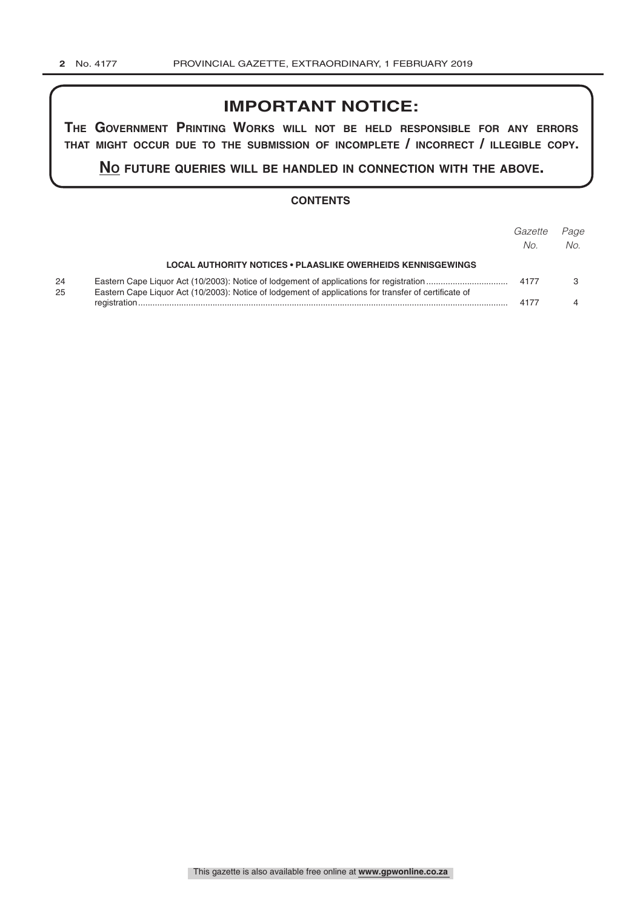## IMPORTANT NOTICE:

**THE GOVERNMENT PRINTING WORKS WILL NOT BE HELD RESPONSIBLE FOR ANY ERRORS THAT MIGHT OCCUR DUE TO THE SUBMISSION OF INCOMPLETE / INCORRECT / ILLEGIBLE COPY.**

**NO FUTURE QUERIES WILL BE HANDLED IN CONNECTION WITH THE ABOVE.**

### CONTENTS

| | | *Gazette No.* | *Page No.* |
|---|---|---|---|
| | **LOCAL AUTHORITY NOTICES • PLAASLIKE OWERHEIDS KENNISGEWINGS** | | |
| 24 | Eastern Cape Liquor Act (10/2003): Notice of lodgement of applications for registration | 4177 | 3 |
| 25 | Eastern Cape Liquor Act (10/2003): Notice of lodgement of applications for transfer of certificate of registration | 4177 | 4 |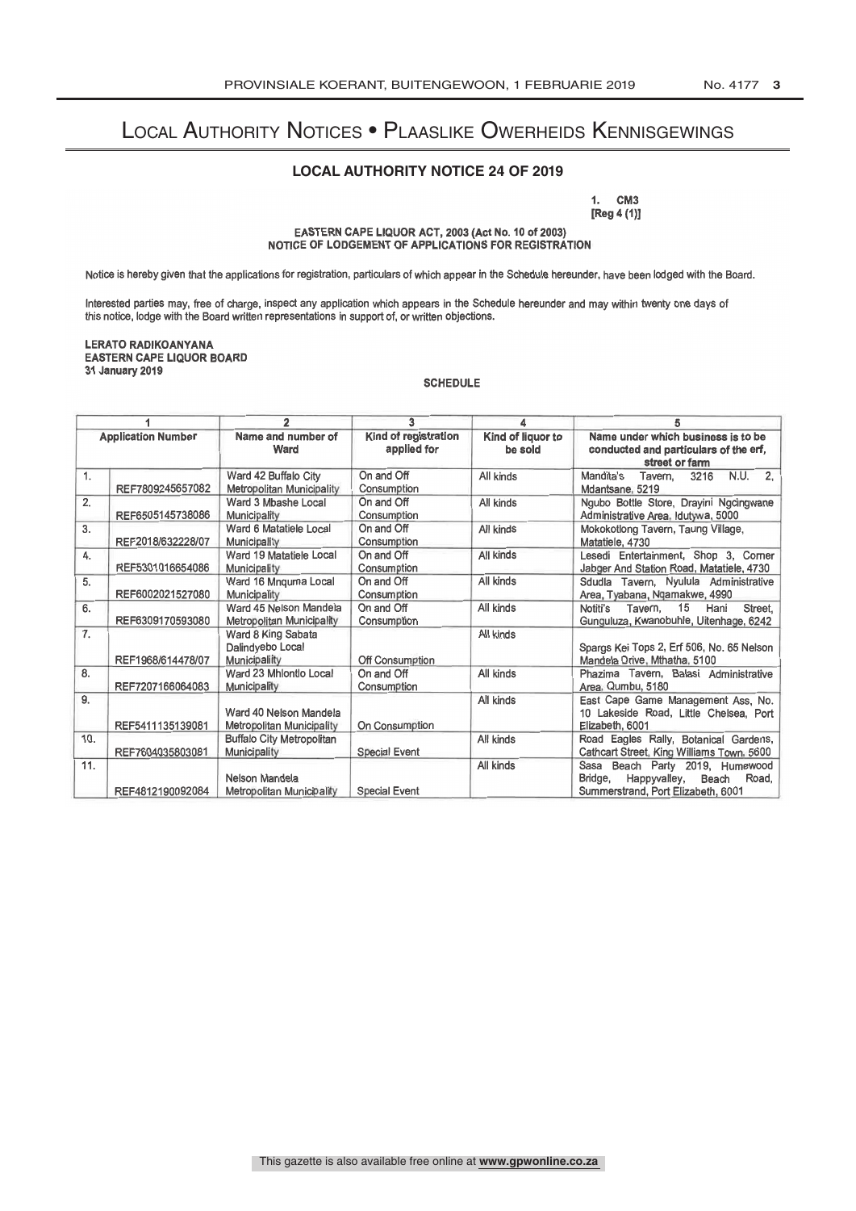# Local Authority Notices • Plaaslike Owerheids Kennisgewings

## LOCAL AUTHORITY NOTICE 24 OF 2019

1. CM3
[Reg 4 (1)]

EASTERN CAPE LIQUOR ACT, 2003 (Act No. 10 of 2003)
NOTICE OF LODGEMENT OF APPLICATIONS FOR REGISTRATION

Notice is hereby given that the applications for registration, particulars of which appear in the Schedule hereunder, have been lodged with the Board.

Interested parties may, free of charge, inspect any application which appears in the Schedule hereunder and may within twenty one days of this notice, lodge with the Board written representations in support of, or written objections.

**LERATO RADIKOANYANA**
**EASTERN CAPE LIQUOR BOARD**
**31 January 2019**

**SCHEDULE**

| 1 | | 2 | 3 | 4 | 5 |
|---|---|---|---|---|---|
| **Application Number** | | **Name and number of Ward** | **Kind of registration applied for** | **Kind of liquor to be sold** | **Name under which business is to be conducted and particulars of the erf, street or farm** |
| 1. | REF7809245657082 | Ward 42 Buffalo City Metropolitan Municipality | On and Off Consumption | All kinds | Mandita's Tavern, 3216 N.U. 2, Mdantsane, 5219 |
| 2. | REF6505145738086 | Ward 3 Mbashe Local Municipality | On and Off Consumption | All kinds | Ngubo Bottle Store, Drayini Ngcingwane Administrative Area, Idutywa, 5000 |
| 3. | REF2018/632228/07 | Ward 6 Matatiele Local Municipality | On and Off Consumption | All kinds | Mokokotlong Tavern, Taung Village, Matatiele, 4730 |
| 4. | REF5301016654086 | Ward 19 Matatiele Local Municipality | On and Off Consumption | All kinds | Lesedi Entertainment, Shop 3, Corner Jabger And Station Road, Matatiele, 4730 |
| 5. | REF6002021527080 | Ward 16 Mnquma Local Municipality | On and Off Consumption | All kinds | Sdudla Tavern, Nyulula Administrative Area, Tyabana, Nqamakwe, 4990 |
| 6. | REF6309170593080 | Ward 45 Nelson Mandela Metropolitan Municipality | On and Off Consumption | All kinds | Notiti's Tavern, 15 Hani Street, Gunguluza, Kwanobuhle, Uitenhage, 6242 |
| 7. | REF1968/614478/07 | Ward 8 King Sabata Dalindyebo Local Municipality | Off Consumption | All kinds | Spargs Kei Tops 2, Erf 506, No. 65 Nelson Mandela Drive, Mthatha, 5100 |
| 8. | REF7207166064083 | Ward 23 Mhlontlo Local Municipality | On and Off Consumption | All kinds | Phazima Tavern, Balasi Administrative Area, Qumbu, 5180 |
| 9. | REF5411135139081 | Ward 40 Nelson Mandela Metropolitan Municipality | On Consumption | All kinds | East Cape Game Management Ass, No. 10 Lakeside Road, Little Chelsea, Port Elizabeth, 6001 |
| 10. | REF7604035803081 | Buffalo City Metropolitan Municipality | Special Event | All kinds | Road Eagles Rally, Botanical Gardens, Cathcart Street, King Williams Town, 5600 |
| 11. | REF4812190092084 | Nelson Mandela Metropolitan Municipality | Special Event | All kinds | Sasa Beach Party 2019, Humewood Bridge, Happyvalley, Beach Road, Summerstrand, Port Elizabeth, 6001 |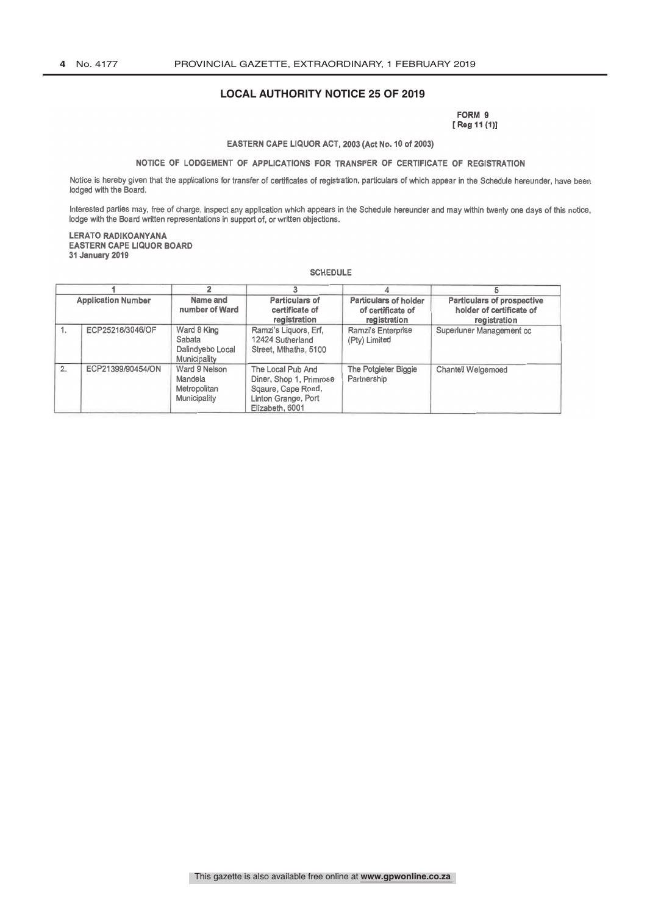## LOCAL AUTHORITY NOTICE 25 OF 2019

**FORM 9**
**[ Reg 11 (1)]**

**EASTERN CAPE LIQUOR ACT, 2003 (Act No. 10 of 2003)**

**NOTICE OF LODGEMENT OF APPLICATIONS FOR TRANSFER OF CERTIFICATE OF REGISTRATION**

Notice is hereby given that the applications for transfer of certificates of registration, particulars of which appear in the Schedule hereunder, have been lodged with the Board.

Interested parties may, free of charge, inspect any application which appears in the Schedule hereunder and may within twenty one days of this notice, lodge with the Board written representations in support of, or written objections.

**LERATO RADIKOANYANA**
**EASTERN CAPE LIQUOR BOARD**
**31 January 2019**

**SCHEDULE**

| 1 | | 2 | 3 | 4 | 5 |
|---|---|---|---|---|---|
| **Application Number** | | **Name and number of Ward** | **Particulars of certificate of registration** | **Particulars of holder of certificate of registration** | **Particulars of prospective holder of certificate of registration** |
| 1. | ECP25216/3046/OF | Ward 8 King Sabata Dalindyebo Local Municipality | Ramzi's Liquors, Erf, 12424 Sutherland Street, Mthatha, 5100 | Ramzi's Enterprise (Pty) Limited | Superluner Management cc |
| 2. | ECP21399/90454/ON | Ward 9 Nelson Mandela Metropolitan Municipality | The Local Pub And Diner, Shop 1, Primrose Sqaure, Cape Road, Linton Grange, Port Elizabeth, 6001 | The Potgieter Biggie Partnership | Chantell Welgemoed |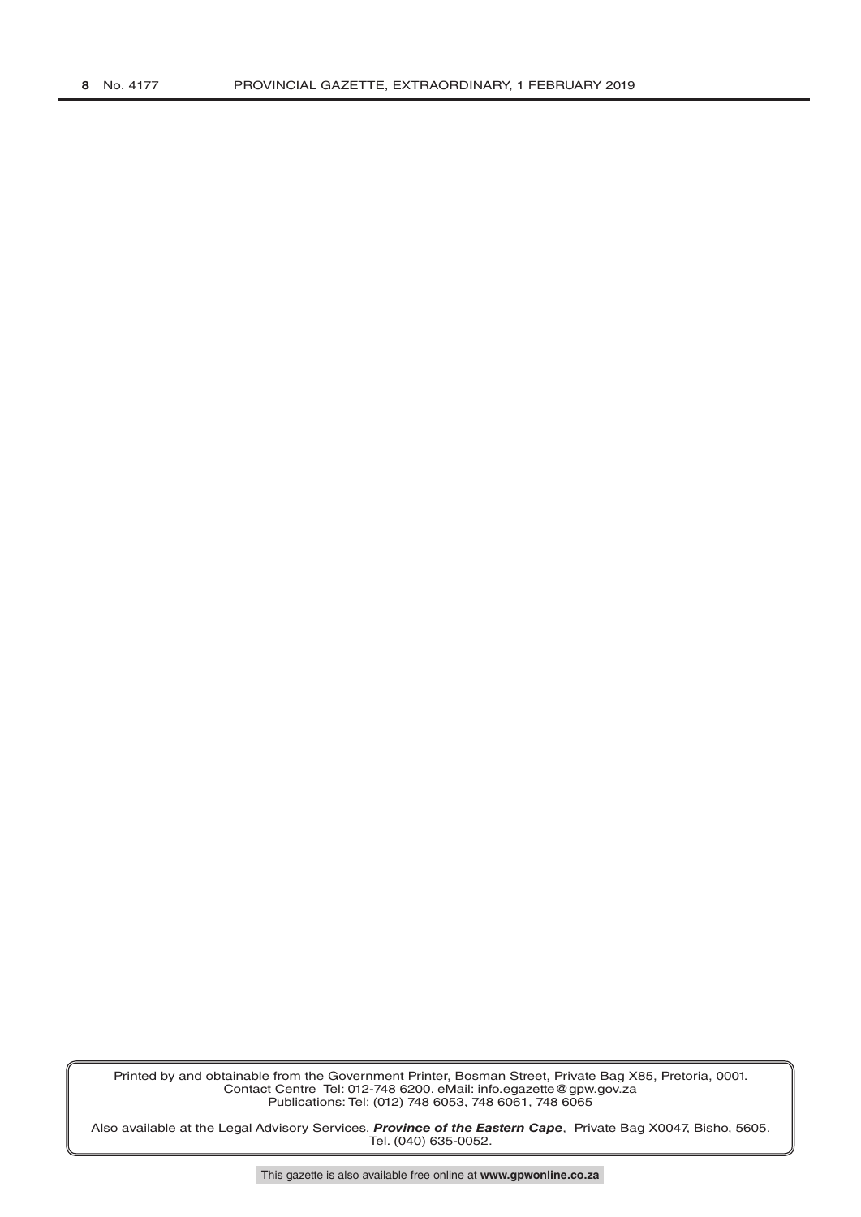Printed by and obtainable from the Government Printer, Bosman Street, Private Bag X85, Pretoria, 0001.
Contact Centre Tel: 012-748 6200. eMail: info.egazette@gpw.gov.za
Publications: Tel: (012) 748 6053, 748 6061, 748 6065

Also available at the Legal Advisory Services, ***Province of the Eastern Cape***, Private Bag X0047, Bisho, 5605.
Tel. (040) 635-0052.

This gazette is also available free online at **www.gpwonline.co.za**